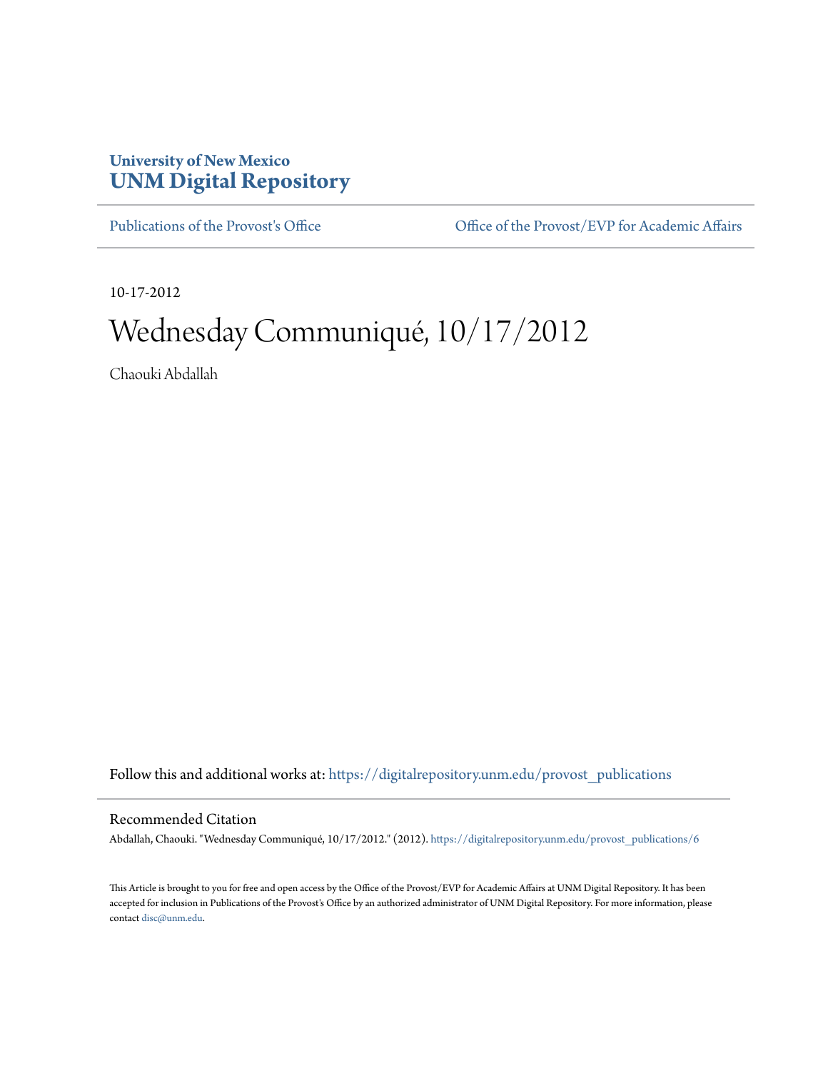University of New Mexico
**UNM Digital Repository**

Publications of the Provost's Office | Office of the Provost/EVP for Academic Affairs

10-17-2012

# Wednesday Communiqué, 10/17/2012

Chaouki Abdallah

Follow this and additional works at: https://digitalrepository.unm.edu/provost_publications

## Recommended Citation

Abdallah, Chaouki. "Wednesday Communiqué, 10/17/2012." (2012). https://digitalrepository.unm.edu/provost_publications/6

This Article is brought to you for free and open access by the Office of the Provost/EVP for Academic Affairs at UNM Digital Repository. It has been accepted for inclusion in Publications of the Provost's Office by an authorized administrator of UNM Digital Repository. For more information, please contact disc@unm.edu.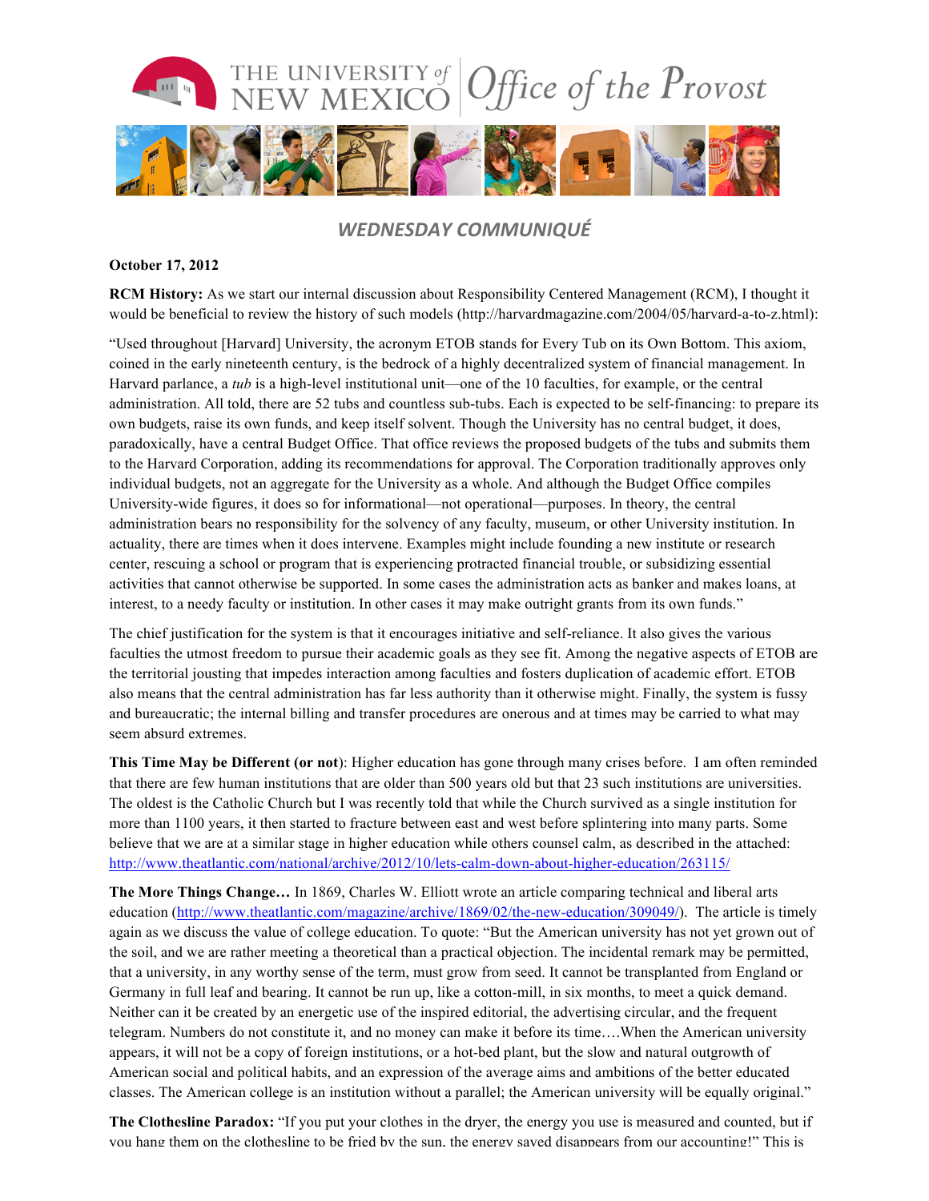# *WEDNESDAY COMMUNIQUÉ*

**October 17, 2012**

**RCM History:** As we start our internal discussion about Responsibility Centered Management (RCM), I thought it would be beneficial to review the history of such models (http://harvardmagazine.com/2004/05/harvard-a-to-z.html):

"Used throughout [Harvard] University, the acronym ETOB stands for Every Tub on its Own Bottom. This axiom, coined in the early nineteenth century, is the bedrock of a highly decentralized system of financial management. In Harvard parlance, a *tub* is a high-level institutional unit—one of the 10 faculties, for example, or the central administration. All told, there are 52 tubs and countless sub-tubs. Each is expected to be self-financing: to prepare its own budgets, raise its own funds, and keep itself solvent. Though the University has no central budget, it does, paradoxically, have a central Budget Office. That office reviews the proposed budgets of the tubs and submits them to the Harvard Corporation, adding its recommendations for approval. The Corporation traditionally approves only individual budgets, not an aggregate for the University as a whole. And although the Budget Office compiles University-wide figures, it does so for informational—not operational—purposes. In theory, the central administration bears no responsibility for the solvency of any faculty, museum, or other University institution. In actuality, there are times when it does intervene. Examples might include founding a new institute or research center, rescuing a school or program that is experiencing protracted financial trouble, or subsidizing essential activities that cannot otherwise be supported. In some cases the administration acts as banker and makes loans, at interest, to a needy faculty or institution. In other cases it may make outright grants from its own funds."

The chief justification for the system is that it encourages initiative and self-reliance. It also gives the various faculties the utmost freedom to pursue their academic goals as they see fit. Among the negative aspects of ETOB are the territorial jousting that impedes interaction among faculties and fosters duplication of academic effort. ETOB also means that the central administration has far less authority than it otherwise might. Finally, the system is fussy and bureaucratic; the internal billing and transfer procedures are onerous and at times may be carried to what may seem absurd extremes.

**This Time May be Different (or not)**: Higher education has gone through many crises before. I am often reminded that there are few human institutions that are older than 500 years old but that 23 such institutions are universities. The oldest is the Catholic Church but I was recently told that while the Church survived as a single institution for more than 1100 years, it then started to fracture between east and west before splintering into many parts. Some believe that we are at a similar stage in higher education while others counsel calm, as described in the attached: http://www.theatlantic.com/national/archive/2012/10/lets-calm-down-about-higher-education/263115/

**The More Things Change…** In 1869, Charles W. Elliott wrote an article comparing technical and liberal arts education (http://www.theatlantic.com/magazine/archive/1869/02/the-new-education/309049/). The article is timely again as we discuss the value of college education. To quote: "But the American university has not yet grown out of the soil, and we are rather meeting a theoretical than a practical objection. The incidental remark may be permitted, that a university, in any worthy sense of the term, must grow from seed. It cannot be transplanted from England or Germany in full leaf and bearing. It cannot be run up, like a cotton-mill, in six months, to meet a quick demand. Neither can it be created by an energetic use of the inspired editorial, the advertising circular, and the frequent telegram. Numbers do not constitute it, and no money can make it before its time….When the American university appears, it will not be a copy of foreign institutions, or a hot-bed plant, but the slow and natural outgrowth of American social and political habits, and an expression of the average aims and ambitions of the better educated classes. The American college is an institution without a parallel; the American university will be equally original."

**The Clothesline Paradox:** "If you put your clothes in the dryer, the energy you use is measured and counted, but if you hang them on the clothesline to be fried by the sun, the energy saved disappears from our accounting!" This is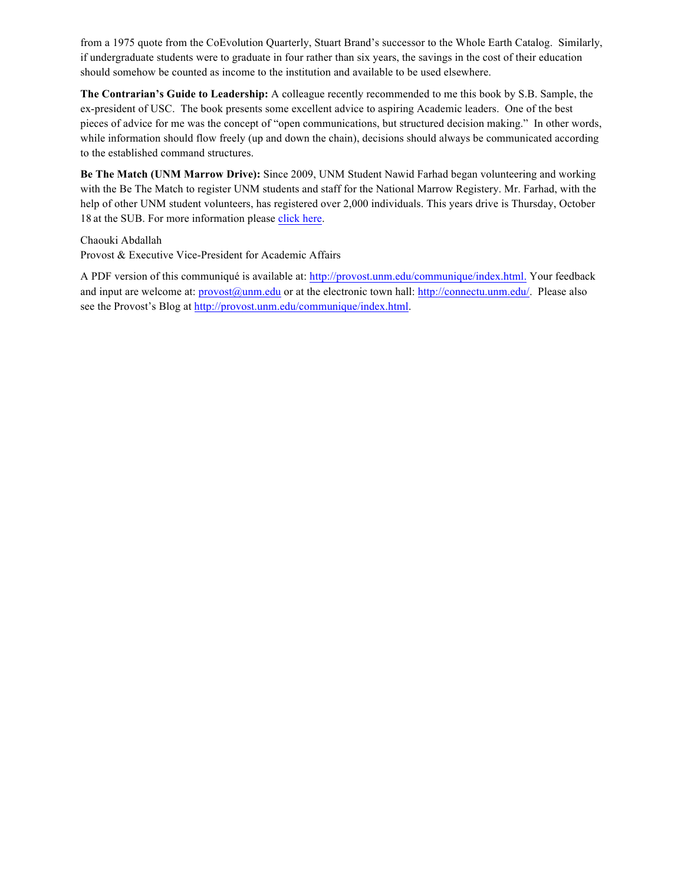from a 1975 quote from the CoEvolution Quarterly, Stuart Brand's successor to the Whole Earth Catalog. Similarly, if undergraduate students were to graduate in four rather than six years, the savings in the cost of their education should somehow be counted as income to the institution and available to be used elsewhere.

**The Contrarian's Guide to Leadership:** A colleague recently recommended to me this book by S.B. Sample, the ex-president of USC. The book presents some excellent advice to aspiring Academic leaders. One of the best pieces of advice for me was the concept of "open communications, but structured decision making." In other words, while information should flow freely (up and down the chain), decisions should always be communicated according to the established command structures.

**Be The Match (UNM Marrow Drive):** Since 2009, UNM Student Nawid Farhad began volunteering and working with the Be The Match to register UNM students and staff for the National Marrow Registery. Mr. Farhad, with the help of other UNM student volunteers, has registered over 2,000 individuals. This years drive is Thursday, October 18 at the SUB. For more information please [click here](click here).

Chaouki Abdallah
Provost & Executive Vice-President for Academic Affairs

A PDF version of this communiqué is available at: [http://provost.unm.edu/communique/index.html.](http://provost.unm.edu/communique/index.html) Your feedback and input are welcome at: [provost@unm.edu](mailto:provost@unm.edu) or at the electronic town hall: [http://connectu.unm.edu/](http://connectu.unm.edu/). Please also see the Provost's Blog at [http://provost.unm.edu/communique/index.html](http://provost.unm.edu/communique/index.html).